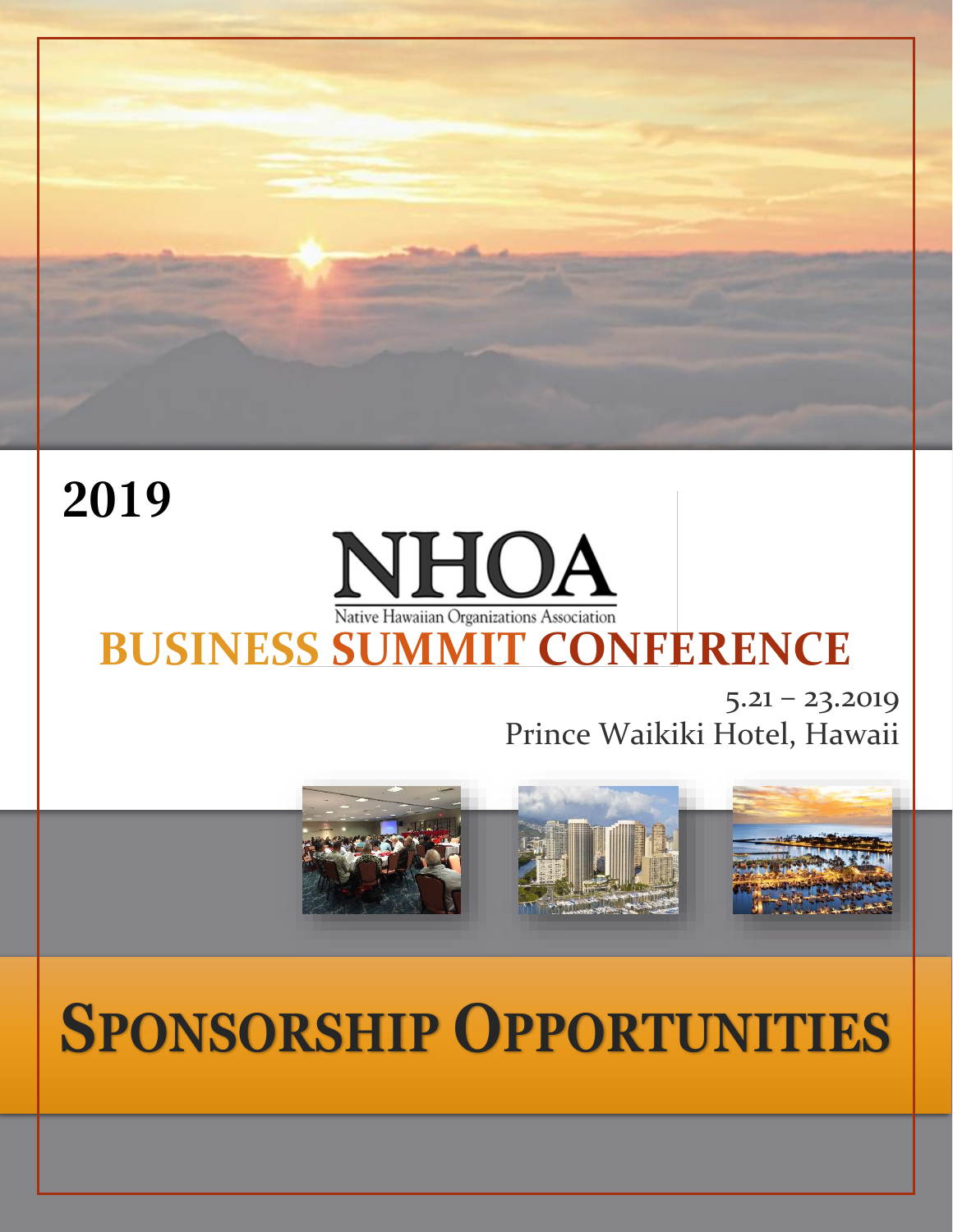# 2019

# NHOA

Native Hawaiian Organizations Association

# BUSINESS SUMMIT CONFERENCE

5.21 – 23.2019

Prince Waikiki Hotel, Hawaii

# SPONSORSHIP OPPORTUNITIES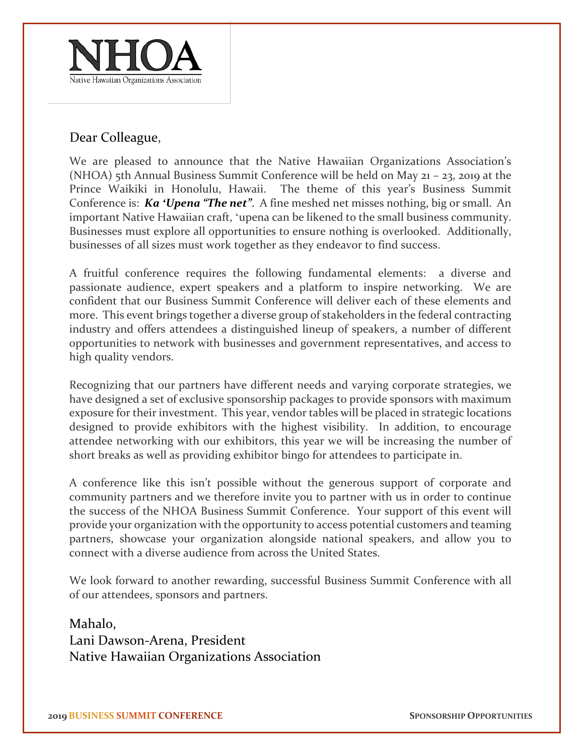NHOA

Native Hawaiian Organizations Association

Dear Colleague,

We are pleased to announce that the Native Hawaiian Organizations Association's (NHOA) 5th Annual Business Summit Conference will be held on May 21 – 23, 2019 at the Prince Waikiki in Honolulu, Hawaii. The theme of this year's Business Summit Conference is: ***Ka 'Upena "The net"***. A fine meshed net misses nothing, big or small. An important Native Hawaiian craft, 'upena can be likened to the small business community. Businesses must explore all opportunities to ensure nothing is overlooked. Additionally, businesses of all sizes must work together as they endeavor to find success.

A fruitful conference requires the following fundamental elements: a diverse and passionate audience, expert speakers and a platform to inspire networking. We are confident that our Business Summit Conference will deliver each of these elements and more. This event brings together a diverse group of stakeholders in the federal contracting industry and offers attendees a distinguished lineup of speakers, a number of different opportunities to network with businesses and government representatives, and access to high quality vendors.

Recognizing that our partners have different needs and varying corporate strategies, we have designed a set of exclusive sponsorship packages to provide sponsors with maximum exposure for their investment. This year, vendor tables will be placed in strategic locations designed to provide exhibitors with the highest visibility. In addition, to encourage attendee networking with our exhibitors, this year we will be increasing the number of short breaks as well as providing exhibitor bingo for attendees to participate in.

A conference like this isn't possible without the generous support of corporate and community partners and we therefore invite you to partner with us in order to continue the success of the NHOA Business Summit Conference. Your support of this event will provide your organization with the opportunity to access potential customers and teaming partners, showcase your organization alongside national speakers, and allow you to connect with a diverse audience from across the United States.

We look forward to another rewarding, successful Business Summit Conference with all of our attendees, sponsors and partners.

Mahalo,
Lani Dawson-Arena, President
Native Hawaiian Organizations Association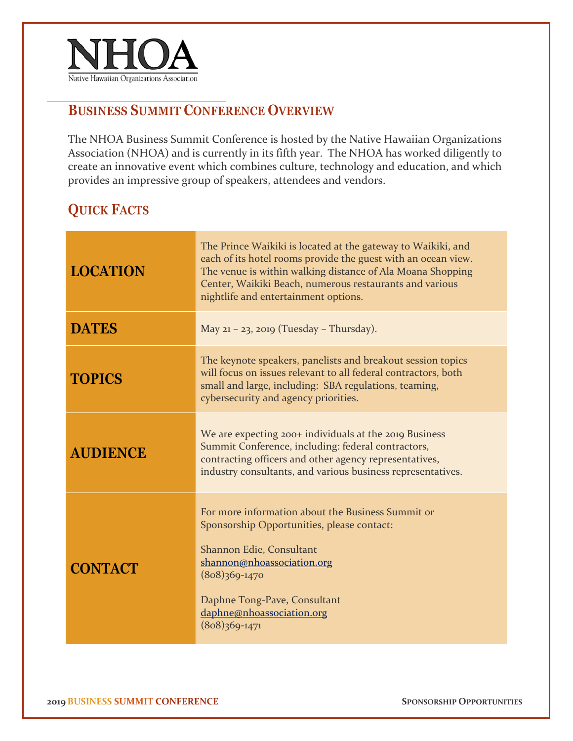NHOA

Native Hawaiian Organizations Association

## Business Summit Conference Overview

The NHOA Business Summit Conference is hosted by the Native Hawaiian Organizations Association (NHOA) and is currently in its fifth year. The NHOA has worked diligently to create an innovative event which combines culture, technology and education, and which provides an impressive group of speakers, attendees and vendors.

## Quick Facts

| | |
|---|---|
| **LOCATION** | The Prince Waikiki is located at the gateway to Waikiki, and each of its hotel rooms provide the guest with an ocean view. The venue is within walking distance of Ala Moana Shopping Center, Waikiki Beach, numerous restaurants and various nightlife and entertainment options. |
| **DATES** | May 21 – 23, 2019 (Tuesday – Thursday). |
| **TOPICS** | The keynote speakers, panelists and breakout session topics will focus on issues relevant to all federal contractors, both small and large, including: SBA regulations, teaming, cybersecurity and agency priorities. |
| **AUDIENCE** | We are expecting 200+ individuals at the 2019 Business Summit Conference, including: federal contractors, contracting officers and other agency representatives, industry consultants, and various business representatives. |
| **CONTACT** | For more information about the Business Summit or Sponsorship Opportunities, please contact:<br><br>Shannon Edie, Consultant<br>shannon@nhoassociation.org<br>(808)369-1470<br><br>Daphne Tong-Pave, Consultant<br>daphne@nhoassociation.org<br>(808)369-1471 |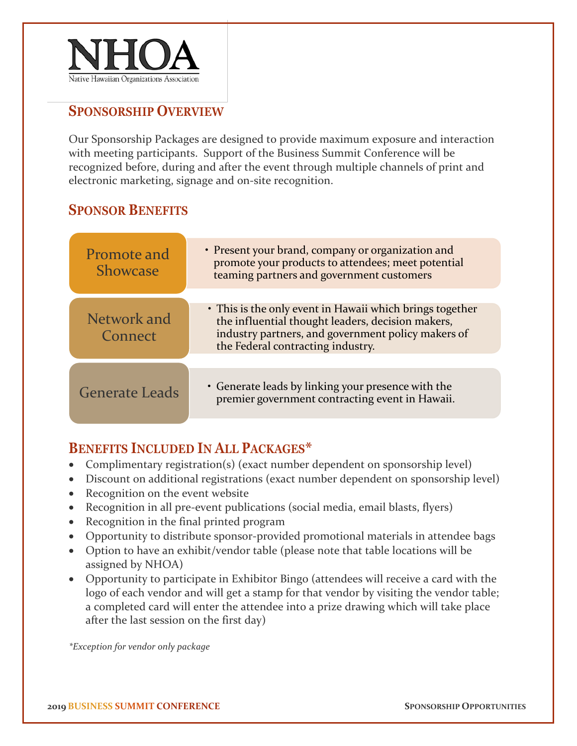NHOA

Native Hawaiian Organizations Association

## Sponsorship Overview

Our Sponsorship Packages are designed to provide maximum exposure and interaction with meeting participants. Support of the Business Summit Conference will be recognized before, during and after the event through multiple channels of print and electronic marketing, signage and on-site recognition.

## Sponsor Benefits

| | |
|---|---|
| Promote and Showcase | • Present your brand, company or organization and promote your products to attendees; meet potential teaming partners and government customers |
| Network and Connect | • This is the only event in Hawaii which brings together the influential thought leaders, decision makers, industry partners, and government policy makers of the Federal contracting industry. |
| Generate Leads | • Generate leads by linking your presence with the premier government contracting event in Hawaii. |

## Benefits Included In All Packages*

- Complimentary registration(s) (exact number dependent on sponsorship level)
- Discount on additional registrations (exact number dependent on sponsorship level)
- Recognition on the event website
- Recognition in all pre-event publications (social media, email blasts, flyers)
- Recognition in the final printed program
- Opportunity to distribute sponsor-provided promotional materials in attendee bags
- Option to have an exhibit/vendor table (please note that table locations will be assigned by NHOA)
- Opportunity to participate in Exhibitor Bingo (attendees will receive a card with the logo of each vendor and will get a stamp for that vendor by visiting the vendor table; a completed card will enter the attendee into a prize drawing which will take place after the last session on the first day)

*\*Exception for vendor only package*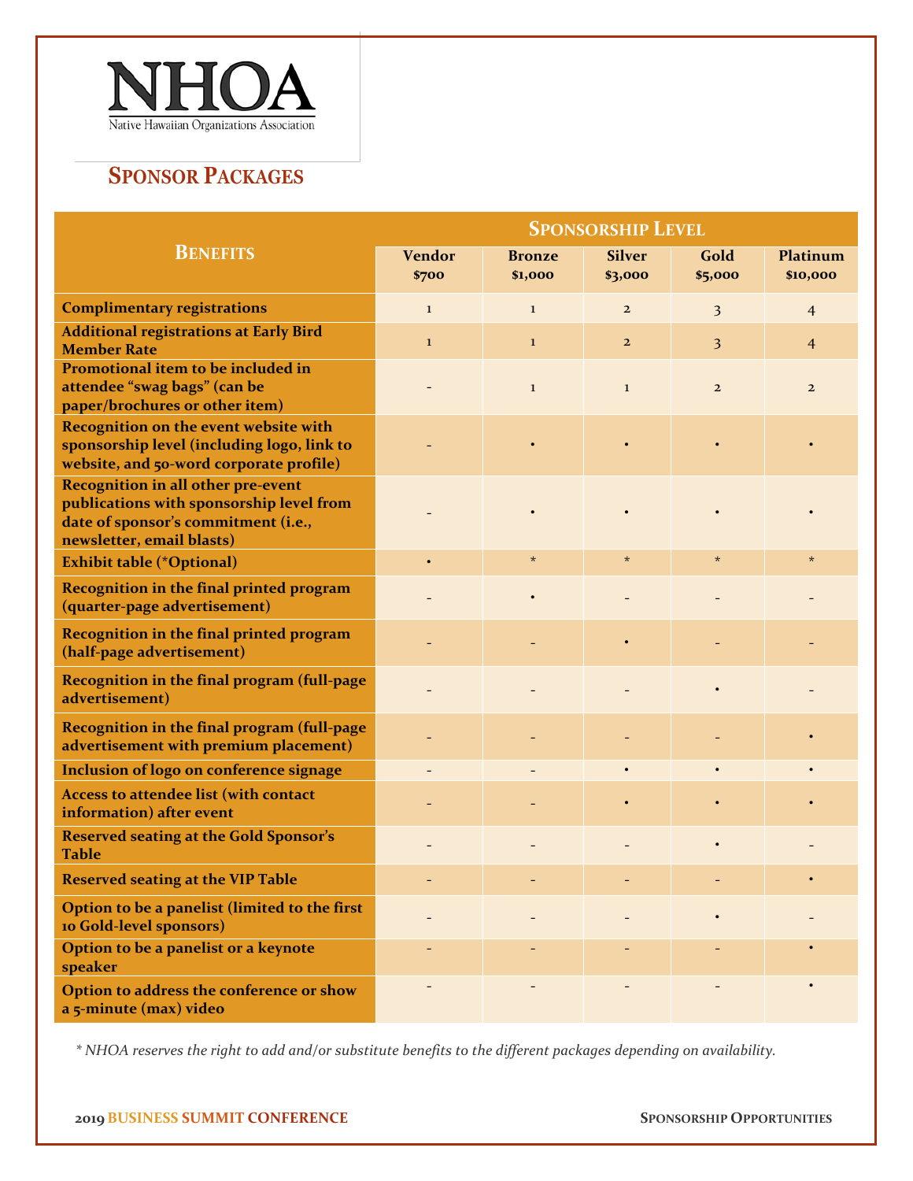NHOA

Native Hawaiian Organizations Association

## Sponsor Packages

| Benefits | Sponsorship Level | | | | |
|---|---|---|---|---|---|
| | Vendor $700 | Bronze $1,000 | Silver $3,000 | Gold $5,000 | Platinum $10,000 |
| Complimentary registrations | 1 | 1 | 2 | 3 | 4 |
| Additional registrations at Early Bird Member Rate | 1 | 1 | 2 | 3 | 4 |
| Promotional item to be included in attendee "swag bags" (can be paper/brochures or other item) | - | 1 | 1 | 2 | 2 |
| Recognition on the event website with sponsorship level (including logo, link to website, and 50-word corporate profile) | - | • | • | • | • |
| Recognition in all other pre-event publications with sponsorship level from date of sponsor's commitment (i.e., newsletter, email blasts) | - | • | • | • | • |
| Exhibit table (*Optional) | • | * | * | * | * |
| Recognition in the final printed program (quarter-page advertisement) | - | • | - | - | - |
| Recognition in the final printed program (half-page advertisement) | - | - | • | - | - |
| Recognition in the final program (full-page advertisement) | - | - | - | • | - |
| Recognition in the final program (full-page advertisement with premium placement) | - | - | - | - | • |
| Inclusion of logo on conference signage | - | - | • | • | • |
| Access to attendee list (with contact information) after event | - | - | • | • | • |
| Reserved seating at the Gold Sponsor's Table | - | - | - | • | - |
| Reserved seating at the VIP Table | - | - | - | - | • |
| Option to be a panelist (limited to the first 10 Gold-level sponsors) | - | - | - | • | - |
| Option to be a panelist or a keynote speaker | - | - | - | - | • |
| Option to address the conference or show a 5-minute (max) video | - | - | - | - | • |

*\* NHOA reserves the right to add and/or substitute benefits to the different packages depending on availability.*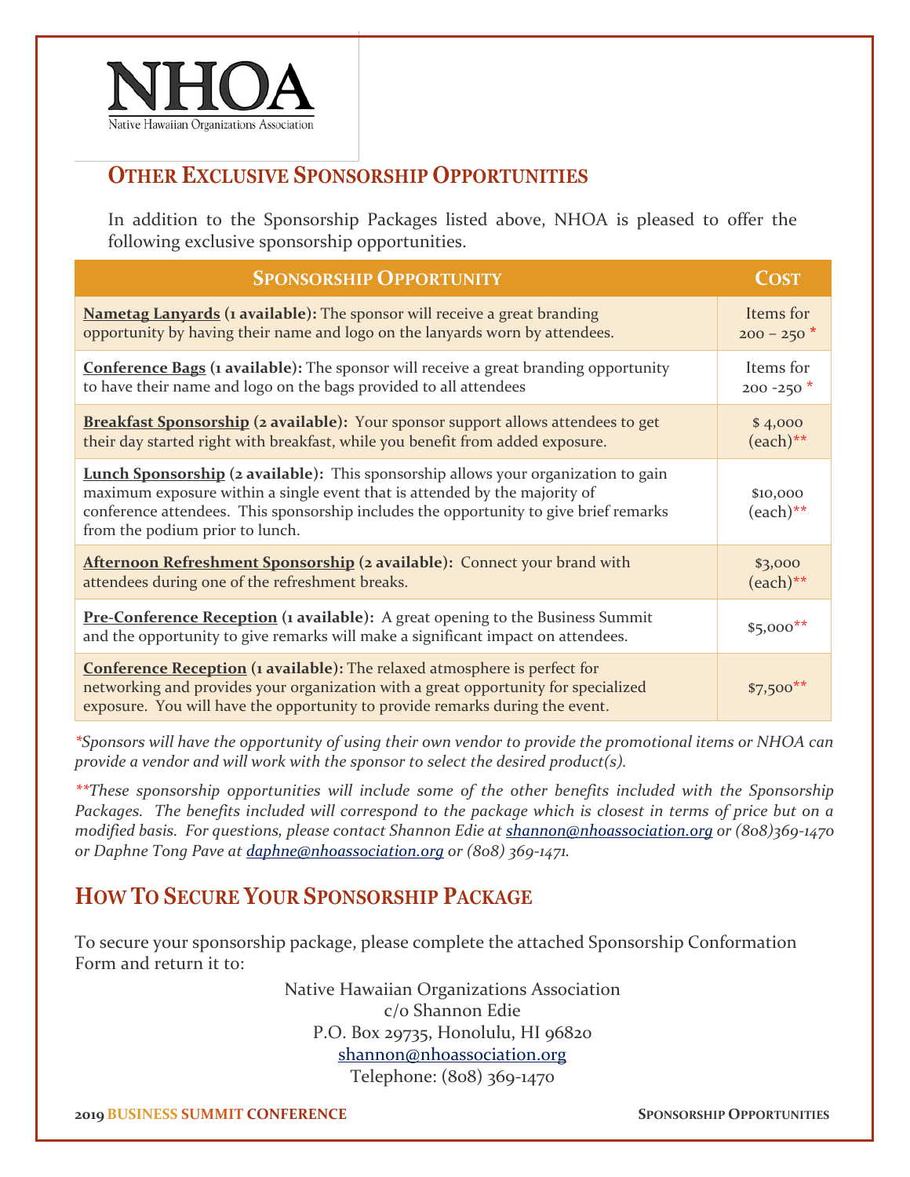NHOA

Native Hawaiian Organizations Association

## Other Exclusive Sponsorship Opportunities

In addition to the Sponsorship Packages listed above, NHOA is pleased to offer the following exclusive sponsorship opportunities.

| Sponsorship Opportunity | Cost |
|---|---|
| **Nametag Lanyards (1 available):** The sponsor will receive a great branding opportunity by having their name and logo on the lanyards worn by attendees. | Items for 200 – 250 * |
| **Conference Bags (1 available):** The sponsor will receive a great branding opportunity to have their name and logo on the bags provided to all attendees | Items for 200 -250 * |
| **Breakfast Sponsorship (2 available):** Your sponsor support allows attendees to get their day started right with breakfast, while you benefit from added exposure. | $ 4,000 (each)** |
| **Lunch Sponsorship (2 available):** This sponsorship allows your organization to gain maximum exposure within a single event that is attended by the majority of conference attendees. This sponsorship includes the opportunity to give brief remarks from the podium prior to lunch. | $10,000 (each)** |
| **Afternoon Refreshment Sponsorship (2 available):** Connect your brand with attendees during one of the refreshment breaks. | $3,000 (each)** |
| **Pre-Conference Reception (1 available):** A great opening to the Business Summit and the opportunity to give remarks will make a significant impact on attendees. | $5,000** |
| **Conference Reception (1 available):** The relaxed atmosphere is perfect for networking and provides your organization with a great opportunity for specialized exposure. You will have the opportunity to provide remarks during the event. | $7,500** |

*\*Sponsors will have the opportunity of using their own vendor to provide the promotional items or NHOA can provide a vendor and will work with the sponsor to select the desired product(s).*

*\*\*These sponsorship opportunities will include some of the other benefits included with the Sponsorship Packages. The benefits included will correspond to the package which is closest in terms of price but on a modified basis. For questions, please contact Shannon Edie at shannon@nhoassociation.org or (808)369-1470 or Daphne Tong Pave at daphne@nhoassociation.org or (808) 369-1471.*

## How To Secure Your Sponsorship Package

To secure your sponsorship package, please complete the attached Sponsorship Conformation Form and return it to:

Native Hawaiian Organizations Association
c/o Shannon Edie
P.O. Box 29735, Honolulu, HI 96820
shannon@nhoassociation.org
Telephone: (808) 369-1470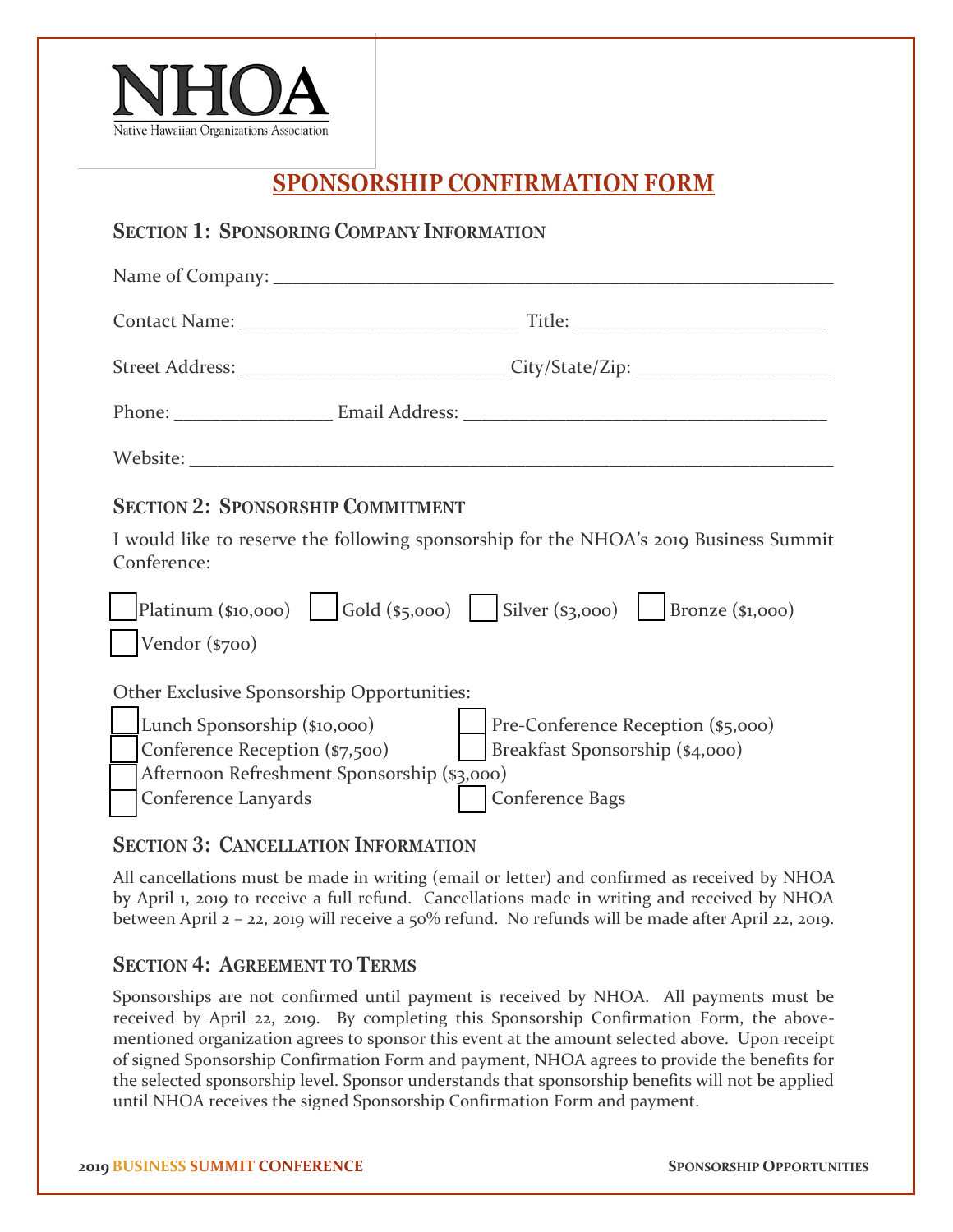**NHOA**
Native Hawaiian Organizations Association

# SPONSORSHIP CONFIRMATION FORM

## SECTION 1: SPONSORING COMPANY INFORMATION

Name of Company: ___________________________________________________________

Contact Name: ______________________________ Title: ___________________________

Street Address: _____________________________City/State/Zip: _____________________

Phone: ________________ Email Address: ______________________________________

Website: _________________________________________________________________

## SECTION 2: SPONSORSHIP COMMITMENT

I would like to reserve the following sponsorship for the NHOA's 2019 Business Summit Conference:

☐ Platinum ($10,000) ☐ Gold ($5,000) ☐ Silver ($3,000) ☐ Bronze ($1,000)
☐ Vendor ($700)

Other Exclusive Sponsorship Opportunities:

☐ Lunch Sponsorship ($10,000)
☐ Pre-Conference Reception ($5,000)
☐ Conference Reception ($7,500)
☐ Breakfast Sponsorship ($4,000)
☐ Afternoon Refreshment Sponsorship ($3,000)
☐ Conference Lanyards
☐ Conference Bags

## SECTION 3: CANCELLATION INFORMATION

All cancellations must be made in writing (email or letter) and confirmed as received by NHOA by April 1, 2019 to receive a full refund. Cancellations made in writing and received by NHOA between April 2 – 22, 2019 will receive a 50% refund. No refunds will be made after April 22, 2019.

## SECTION 4: AGREEMENT TO TERMS

Sponsorships are not confirmed until payment is received by NHOA. All payments must be received by April 22, 2019. By completing this Sponsorship Confirmation Form, the above-mentioned organization agrees to sponsor this event at the amount selected above. Upon receipt of signed Sponsorship Confirmation Form and payment, NHOA agrees to provide the benefits for the selected sponsorship level. Sponsor understands that sponsorship benefits will not be applied until NHOA receives the signed Sponsorship Confirmation Form and payment.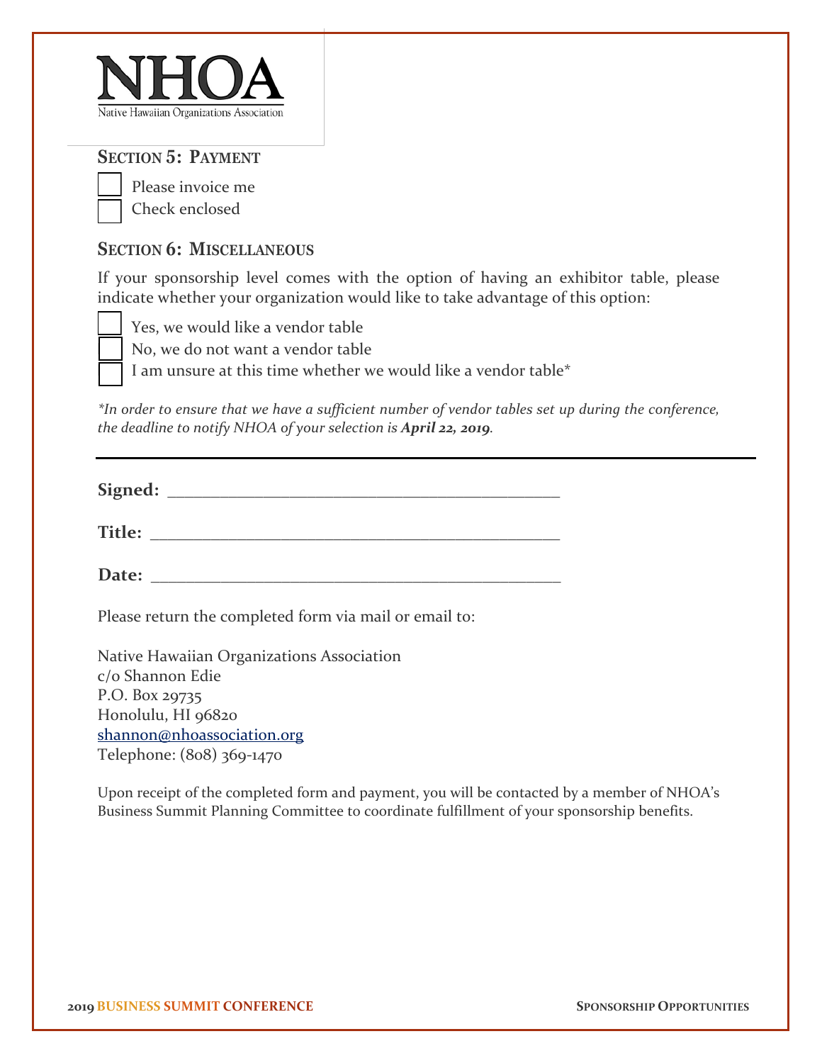NHOA

Native Hawaiian Organizations Association

## SECTION 5: PAYMENT

☐ Please invoice me
☐ Check enclosed

## SECTION 6: MISCELLANEOUS

If your sponsorship level comes with the option of having an exhibitor table, please indicate whether your organization would like to take advantage of this option:

☐ Yes, we would like a vendor table
☐ No, we do not want a vendor table
☐ I am unsure at this time whether we would like a vendor table*

*\*In order to ensure that we have a sufficient number of vendor tables set up during the conference, the deadline to notify NHOA of your selection is **April 22, 2019**.*

---

**Signed:** ____________________________________________

**Title:** ____________________________________________

**Date:** ____________________________________________

Please return the completed form via mail or email to:

Native Hawaiian Organizations Association
c/o Shannon Edie
P.O. Box 29735
Honolulu, HI 96820
shannon@nhoassociation.org
Telephone: (808) 369-1470

Upon receipt of the completed form and payment, you will be contacted by a member of NHOA's Business Summit Planning Committee to coordinate fulfillment of your sponsorship benefits.